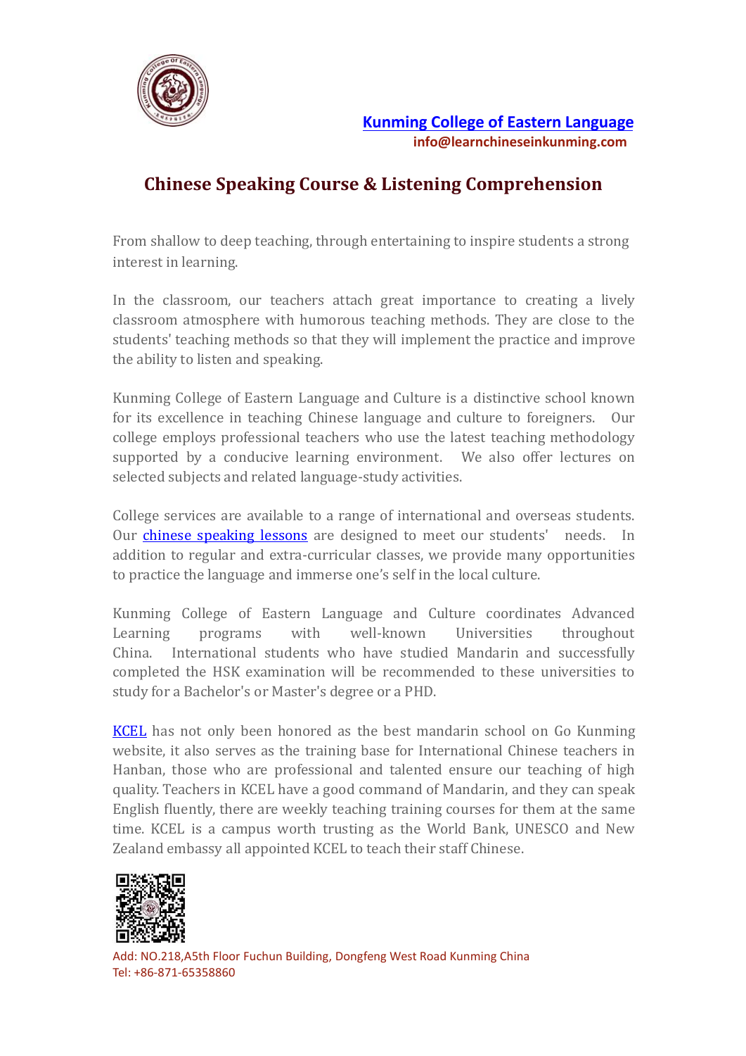**Kunming College of Eastern Language**
**info@learnchineseinkunming.com**

# Chinese Speaking Course & Listening Comprehension

From shallow to deep teaching, through entertaining to inspire students a strong interest in learning.

In the classroom, our teachers attach great importance to creating a lively classroom atmosphere with humorous teaching methods. They are close to the students' teaching methods so that they will implement the practice and improve the ability to listen and speaking.

Kunming College of Eastern Language and Culture is a distinctive school known for its excellence in teaching Chinese language and culture to foreigners. Our college employs professional teachers who use the latest teaching methodology supported by a conducive learning environment. We also offer lectures on selected subjects and related language-study activities.

College services are available to a range of international and overseas students. Our chinese speaking lessons are designed to meet our students' needs. In addition to regular and extra-curricular classes, we provide many opportunities to practice the language and immerse one's self in the local culture.

Kunming College of Eastern Language and Culture coordinates Advanced Learning programs with well-known Universities throughout China. International students who have studied Mandarin and successfully completed the HSK examination will be recommended to these universities to study for a Bachelor's or Master's degree or a PHD.

KCEL has not only been honored as the best mandarin school on Go Kunming website, it also serves as the training base for International Chinese teachers in Hanban, those who are professional and talented ensure our teaching of high quality. Teachers in KCEL have a good command of Mandarin, and they can speak English fluently, there are weekly teaching training courses for them at the same time. KCEL is a campus worth trusting as the World Bank, UNESCO and New Zealand embassy all appointed KCEL to teach their staff Chinese.

Add: NO.218,A5th Floor Fuchun Building, Dongfeng West Road Kunming China
Tel: +86-871-65358860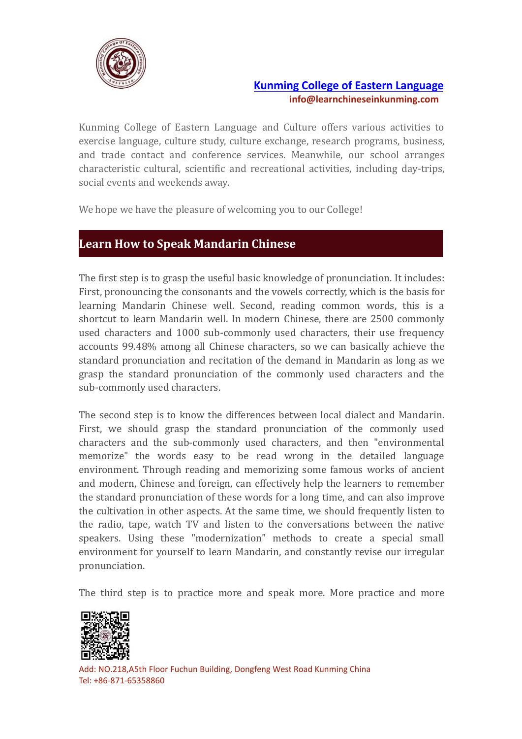Kunming College of Eastern Language and Culture offers various activities to exercise language, culture study, culture exchange, research programs, business, and trade contact and conference services. Meanwhile, our school arranges characteristic cultural, scientific and recreational activities, including day-trips, social events and weekends away.

We hope we have the pleasure of welcoming you to our College!

## Learn How to Speak Mandarin Chinese

The first step is to grasp the useful basic knowledge of pronunciation. It includes: First, pronouncing the consonants and the vowels correctly, which is the basis for learning Mandarin Chinese well. Second, reading common words, this is a shortcut to learn Mandarin well. In modern Chinese, there are 2500 commonly used characters and 1000 sub-commonly used characters, their use frequency accounts 99.48% among all Chinese characters, so we can basically achieve the standard pronunciation and recitation of the demand in Mandarin as long as we grasp the standard pronunciation of the commonly used characters and the sub-commonly used characters.

The second step is to know the differences between local dialect and Mandarin. First, we should grasp the standard pronunciation of the commonly used characters and the sub-commonly used characters, and then "environmental memorize" the words easy to be read wrong in the detailed language environment. Through reading and memorizing some famous works of ancient and modern, Chinese and foreign, can effectively help the learners to remember the standard pronunciation of these words for a long time, and can also improve the cultivation in other aspects. At the same time, we should frequently listen to the radio, tape, watch TV and listen to the conversations between the native speakers. Using these "modernization" methods to create a special small environment for yourself to learn Mandarin, and constantly revise our irregular pronunciation.

The third step is to practice more and speak more. More practice and more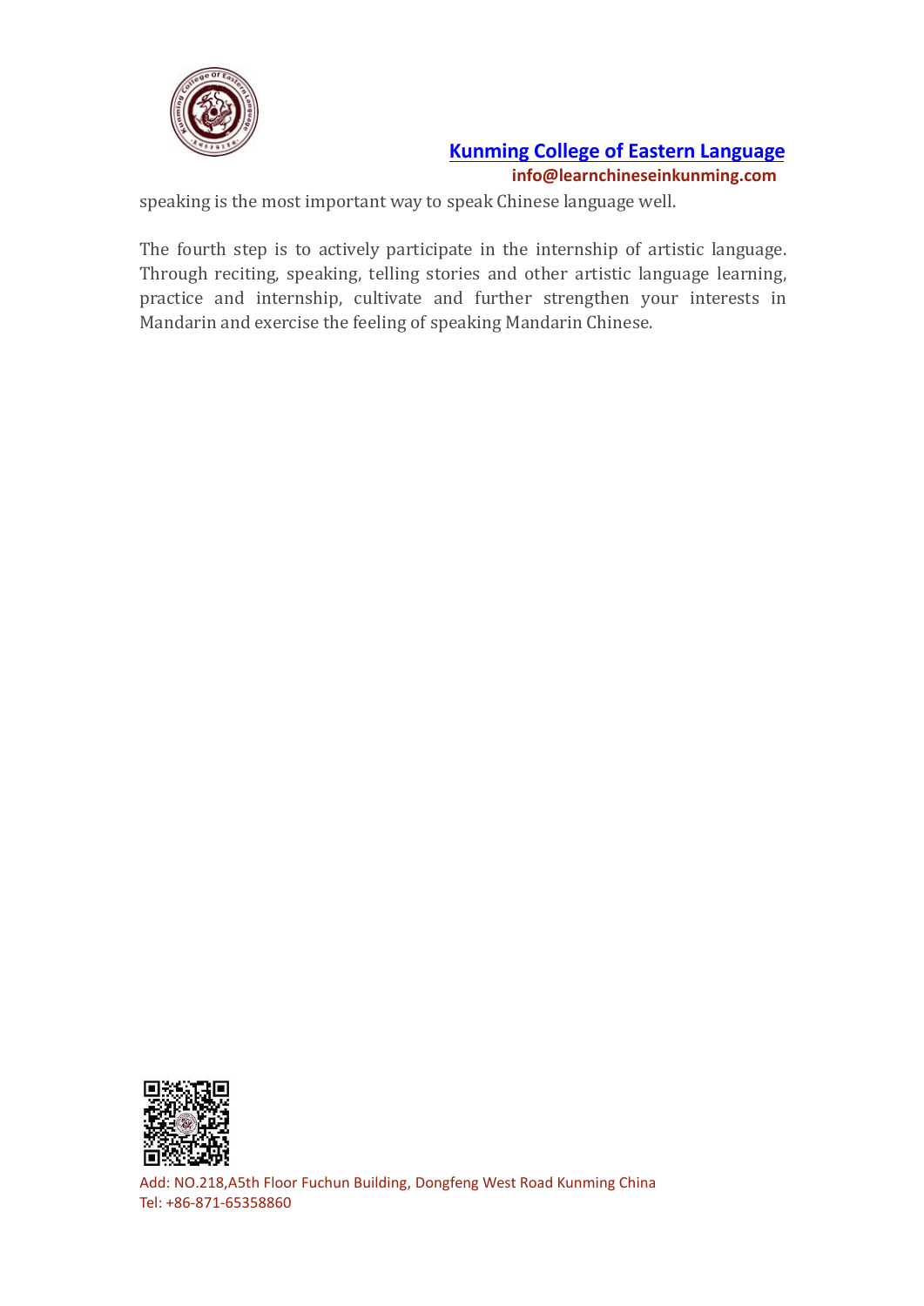speaking is the most important way to speak Chinese language well.

The fourth step is to actively participate in the internship of artistic language. Through reciting, speaking, telling stories and other artistic language learning, practice and internship, cultivate and further strengthen your interests in Mandarin and exercise the feeling of speaking Mandarin Chinese.